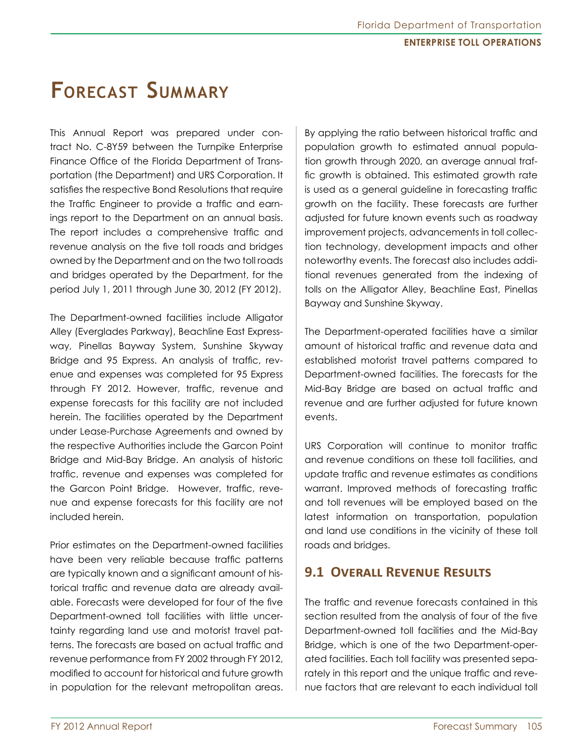# Forecast Summary

This Annual Report was prepared under contract No. C-8Y59 between the Turnpike Enterprise Finance Office of the Florida Department of Transportation (the Department) and URS Corporation. It satisfies the respective Bond Resolutions that require the Traffic Engineer to provide a traffic and earnings report to the Department on an annual basis. The report includes a comprehensive traffic and revenue analysis on the five toll roads and bridges owned by the Department and on the two toll roads and bridges operated by the Department, for the period July 1, 2011 through June 30, 2012 (FY 2012).

The Department-owned facilities include Alligator Alley (Everglades Parkway), Beachline East Expressway, Pinellas Bayway System, Sunshine Skyway Bridge and 95 Express. An analysis of traffic, revenue and expenses was completed for 95 Express through FY 2012. However, traffic, revenue and expense forecasts for this facility are not included herein. The facilities operated by the Department under Lease-Purchase Agreements and owned by the respective Authorities include the Garcon Point Bridge and Mid-Bay Bridge. An analysis of historic traffic, revenue and expenses was completed for the Garcon Point Bridge. However, traffic, revenue and expense forecasts for this facility are not included herein.

Prior estimates on the Department-owned facilities have been very reliable because traffic patterns are typically known and a significant amount of historical traffic and revenue data are already available. Forecasts were developed for four of the five Department-owned toll facilities with little uncertainty regarding land use and motorist travel patterns. The forecasts are based on actual traffic and revenue performance from FY 2002 through FY 2012, modified to account for historical and future growth in population for the relevant metropolitan areas. By applying the ratio between historical traffic and population growth to estimated annual population growth through 2020, an average annual traffic growth is obtained. This estimated growth rate is used as a general guideline in forecasting traffic growth on the facility. These forecasts are further adjusted for future known events such as roadway improvement projects, advancements in toll collection technology, development impacts and other noteworthy events. The forecast also includes additional revenues generated from the indexing of tolls on the Alligator Alley, Beachline East, Pinellas Bayway and Sunshine Skyway.

The Department-operated facilities have a similar amount of historical traffic and revenue data and established motorist travel patterns compared to Department-owned facilities. The forecasts for the Mid-Bay Bridge are based on actual traffic and revenue and are further adjusted for future known events.

URS Corporation will continue to monitor traffic and revenue conditions on these toll facilities, and update traffic and revenue estimates as conditions warrant. Improved methods of forecasting traffic and toll revenues will be employed based on the latest information on transportation, population and land use conditions in the vicinity of these toll roads and bridges.

## 9.1 Overall Revenue Results

The traffic and revenue forecasts contained in this section resulted from the analysis of four of the five Department-owned toll facilities and the Mid-Bay Bridge, which is one of the two Department-operated facilities. Each toll facility was presented separately in this report and the unique traffic and revenue factors that are relevant to each individual toll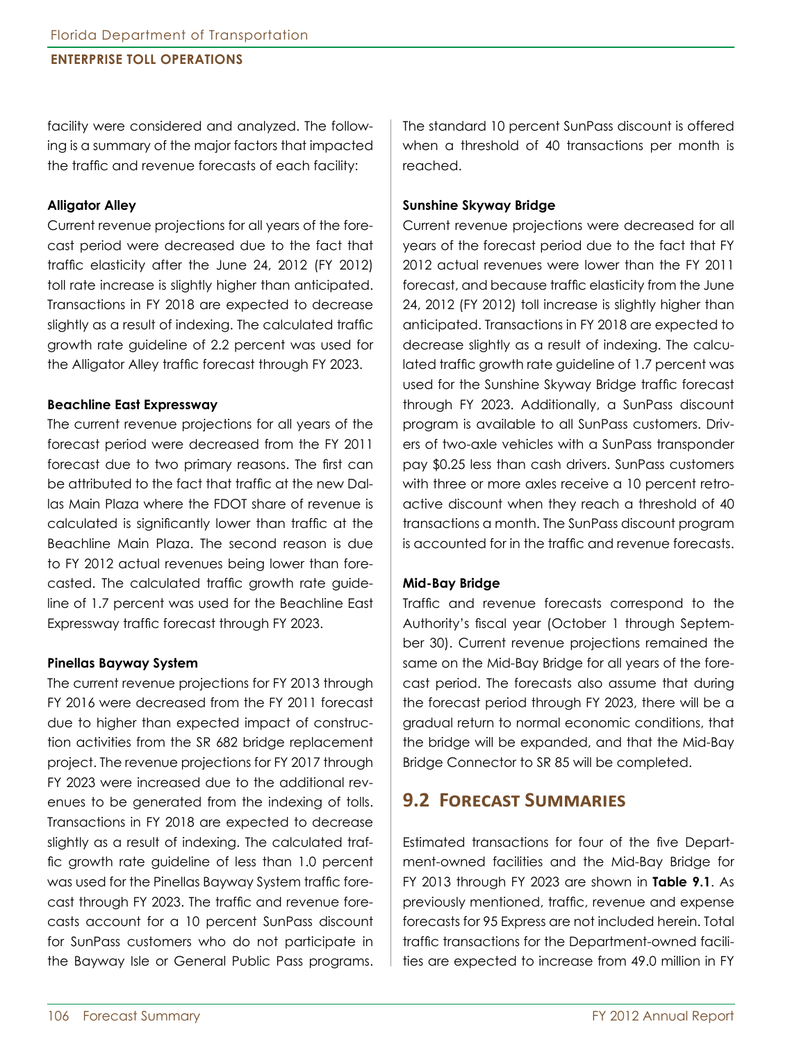facility were considered and analyzed. The following is a summary of the major factors that impacted the traffic and revenue forecasts of each facility:

**Alligator Alley**

Current revenue projections for all years of the forecast period were decreased due to the fact that traffic elasticity after the June 24, 2012 (FY 2012) toll rate increase is slightly higher than anticipated. Transactions in FY 2018 are expected to decrease slightly as a result of indexing. The calculated traffic growth rate guideline of 2.2 percent was used for the Alligator Alley traffic forecast through FY 2023.

**Beachline East Expressway**

The current revenue projections for all years of the forecast period were decreased from the FY 2011 forecast due to two primary reasons. The first can be attributed to the fact that traffic at the new Dallas Main Plaza where the FDOT share of revenue is calculated is significantly lower than traffic at the Beachline Main Plaza. The second reason is due to FY 2012 actual revenues being lower than forecasted. The calculated traffic growth rate guideline of 1.7 percent was used for the Beachline East Expressway traffic forecast through FY 2023.

**Pinellas Bayway System**

The current revenue projections for FY 2013 through FY 2016 were decreased from the FY 2011 forecast due to higher than expected impact of construction activities from the SR 682 bridge replacement project. The revenue projections for FY 2017 through FY 2023 were increased due to the additional revenues to be generated from the indexing of tolls. Transactions in FY 2018 are expected to decrease slightly as a result of indexing. The calculated traffic growth rate guideline of less than 1.0 percent was used for the Pinellas Bayway System traffic forecast through FY 2023. The traffic and revenue forecasts account for a 10 percent SunPass discount for SunPass customers who do not participate in the Bayway Isle or General Public Pass programs. The standard 10 percent SunPass discount is offered when a threshold of 40 transactions per month is reached.

**Sunshine Skyway Bridge**

Current revenue projections were decreased for all years of the forecast period due to the fact that FY 2012 actual revenues were lower than the FY 2011 forecast, and because traffic elasticity from the June 24, 2012 (FY 2012) toll increase is slightly higher than anticipated. Transactions in FY 2018 are expected to decrease slightly as a result of indexing. The calculated traffic growth rate guideline of 1.7 percent was used for the Sunshine Skyway Bridge traffic forecast through FY 2023. Additionally, a SunPass discount program is available to all SunPass customers. Drivers of two-axle vehicles with a SunPass transponder pay $0.25 less than cash drivers. SunPass customers with three or more axles receive a 10 percent retroactive discount when they reach a threshold of 40 transactions a month. The SunPass discount program is accounted for in the traffic and revenue forecasts.

**Mid-Bay Bridge**

Traffic and revenue forecasts correspond to the Authority's fiscal year (October 1 through September 30). Current revenue projections remained the same on the Mid-Bay Bridge for all years of the forecast period. The forecasts also assume that during the forecast period through FY 2023, there will be a gradual return to normal economic conditions, that the bridge will be expanded, and that the Mid-Bay Bridge Connector to SR 85 will be completed.

## 9.2 Forecast Summaries

Estimated transactions for four of the five Department-owned facilities and the Mid-Bay Bridge for FY 2013 through FY 2023 are shown in **Table 9.1**. As previously mentioned, traffic, revenue and expense forecasts for 95 Express are not included herein. Total traffic transactions for the Department-owned facilities are expected to increase from 49.0 million in FY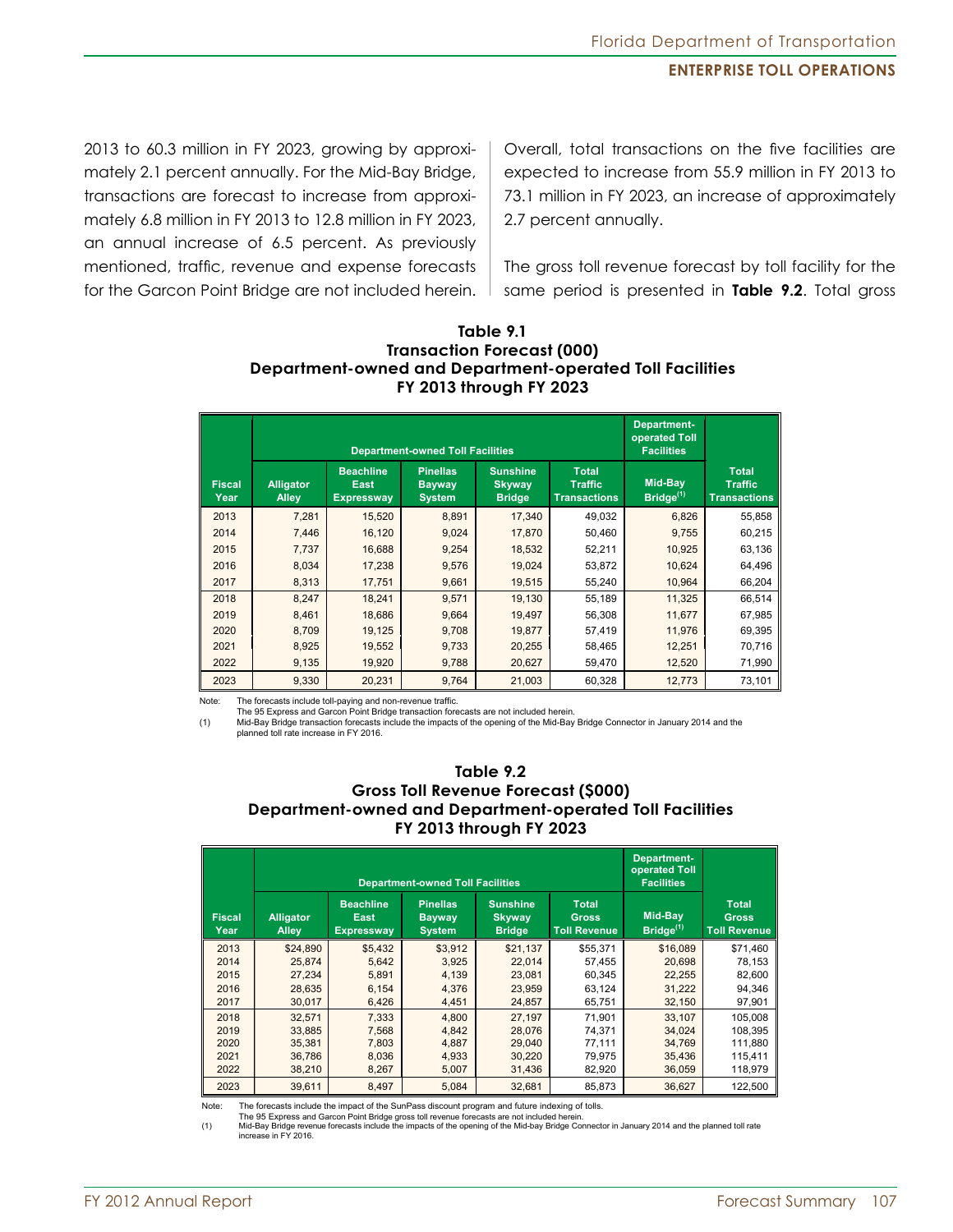2013 to 60.3 million in FY 2023, growing by approximately 2.1 percent annually. For the Mid-Bay Bridge, transactions are forecast to increase from approximately 6.8 million in FY 2013 to 12.8 million in FY 2023, an annual increase of 6.5 percent. As previously mentioned, traffic, revenue and expense forecasts for the Garcon Point Bridge are not included herein.

Overall, total transactions on the five facilities are expected to increase from 55.9 million in FY 2013 to 73.1 million in FY 2023, an increase of approximately 2.7 percent annually.

The gross toll revenue forecast by toll facility for the same period is presented in **Table 9.2**. Total gross

**Table 9.1**
**Transaction Forecast (000)**
**Department-owned and Department-operated Toll Facilities**
**FY 2013 through FY 2023**

| | Department-owned Toll Facilities | | | | | Department-operated Toll Facilities | |
|---|---|---|---|---|---|---|---|
| Fiscal Year | Alligator Alley | Beachline East Expressway | Pinellas Bayway System | Sunshine Skyway Bridge | Total Traffic Transactions | Mid-Bay Bridge(1) | Total Traffic Transactions |
| 2013 | 7,281 | 15,520 | 8,891 | 17,340 | 49,032 | 6,826 | 55,858 |
| 2014 | 7,446 | 16,120 | 9,024 | 17,870 | 50,460 | 9,755 | 60,215 |
| 2015 | 7,737 | 16,688 | 9,254 | 18,532 | 52,211 | 10,925 | 63,136 |
| 2016 | 8,034 | 17,238 | 9,576 | 19,024 | 53,872 | 10,624 | 64,496 |
| 2017 | 8,313 | 17,751 | 9,661 | 19,515 | 55,240 | 10,964 | 66,204 |
| 2018 | 8,247 | 18,241 | 9,571 | 19,130 | 55,189 | 11,325 | 66,514 |
| 2019 | 8,461 | 18,686 | 9,664 | 19,497 | 56,308 | 11,677 | 67,985 |
| 2020 | 8,709 | 19,125 | 9,708 | 19,877 | 57,419 | 11,976 | 69,395 |
| 2021 | 8,925 | 19,552 | 9,733 | 20,255 | 58,465 | 12,251 | 70,716 |
| 2022 | 9,135 | 19,920 | 9,788 | 20,627 | 59,470 | 12,520 | 71,990 |
| 2023 | 9,330 | 20,231 | 9,764 | 21,003 | 60,328 | 12,773 | 73,101 |

Note: The forecasts include toll-paying and non-revenue traffic.
The 95 Express and Garcon Point Bridge transaction forecasts are not included herein.
(1) Mid-Bay Bridge transaction forecasts include the impacts of the opening of the Mid-Bay Bridge Connector in January 2014 and the planned toll rate increase in FY 2016.

**Table 9.2**
**Gross Toll Revenue Forecast ($000)**
**Department-owned and Department-operated Toll Facilities**
**FY 2013 through FY 2023**

| | Department-owned Toll Facilities | | | | | Department-operated Toll Facilities | |
|---|---|---|---|---|---|---|---|
| Fiscal Year | Alligator Alley | Beachline East Expressway | Pinellas Bayway System | Sunshine Skyway Bridge | Total Gross Toll Revenue | Mid-Bay Bridge(1) | Total Gross Toll Revenue |
| 2013 | $24,890 | $5,432 | $3,912 | $21,137 | $55,371 | $16,089 | $71,460 |
| 2014 | 25,874 | 5,642 | 3,925 | 22,014 | 57,455 | 20,698 | 78,153 |
| 2015 | 27,234 | 5,891 | 4,139 | 23,081 | 60,345 | 22,255 | 82,600 |
| 2016 | 28,635 | 6,154 | 4,376 | 23,959 | 63,124 | 31,222 | 94,346 |
| 2017 | 30,017 | 6,426 | 4,451 | 24,857 | 65,751 | 32,150 | 97,901 |
| 2018 | 32,571 | 7,333 | 4,800 | 27,197 | 71,901 | 33,107 | 105,008 |
| 2019 | 33,885 | 7,568 | 4,842 | 28,076 | 74,371 | 34,024 | 108,395 |
| 2020 | 35,381 | 7,803 | 4,887 | 29,040 | 77,111 | 34,769 | 111,880 |
| 2021 | 36,786 | 8,036 | 4,933 | 30,220 | 79,975 | 35,436 | 115,411 |
| 2022 | 38,210 | 8,267 | 5,007 | 31,436 | 82,920 | 36,059 | 118,979 |
| 2023 | 39,611 | 8,497 | 5,084 | 32,681 | 85,873 | 36,627 | 122,500 |

Note: The forecasts include the impact of the SunPass discount program and future indexing of tolls.
The 95 Express and Garcon Point Bridge gross toll revenue forecasts are not included herein.
(1) Mid-Bay Bridge revenue forecasts include the impacts of the opening of the Mid-bay Bridge Connector in January 2014 and the planned toll rate increase in FY 2016.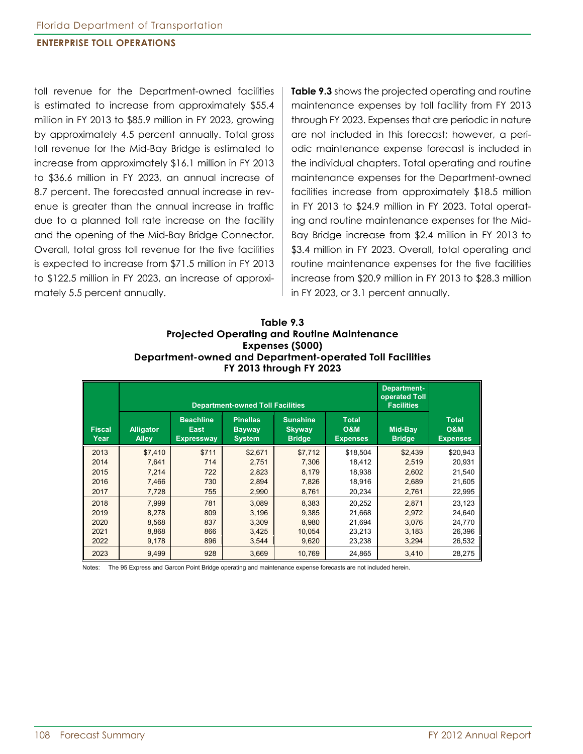toll revenue for the Department-owned facilities is estimated to increase from approximately $55.4 million in FY 2013 to $85.9 million in FY 2023, growing by approximately 4.5 percent annually. Total gross toll revenue for the Mid-Bay Bridge is estimated to increase from approximately $16.1 million in FY 2013 to $36.6 million in FY 2023, an annual increase of 8.7 percent. The forecasted annual increase in revenue is greater than the annual increase in traffic due to a planned toll rate increase on the facility and the opening of the Mid-Bay Bridge Connector. Overall, total gross toll revenue for the five facilities is expected to increase from $71.5 million in FY 2013 to $122.5 million in FY 2023, an increase of approximately 5.5 percent annually.

**Table 9.3** shows the projected operating and routine maintenance expenses by toll facility from FY 2013 through FY 2023. Expenses that are periodic in nature are not included in this forecast; however, a periodic maintenance expense forecast is included in the individual chapters. Total operating and routine maintenance expenses for the Department-owned facilities increase from approximately $18.5 million in FY 2013 to $24.9 million in FY 2023. Total operating and routine maintenance expenses for the Mid-Bay Bridge increase from $2.4 million in FY 2013 to $3.4 million in FY 2023. Overall, total operating and routine maintenance expenses for the five facilities increase from $20.9 million in FY 2013 to $28.3 million in FY 2023, or 3.1 percent annually.

**Table 9.3**
**Projected Operating and Routine Maintenance Expenses ($000)**
**Department-owned and Department-operated Toll Facilities**
**FY 2013 through FY 2023**

| | Department-owned Toll Facilities | | | | | Department-operated Toll Facilities | |
|---|---|---|---|---|---|---|---|
| Fiscal Year | Alligator Alley | Beachline East Expressway | Pinellas Bayway System | Sunshine Skyway Bridge | Total O&M Expenses | Mid-Bay Bridge | Total O&M Expenses |
| 2013 | $7,410 | $711 | $2,671 | $7,712 | $18,504 | $2,439 | $20,943 |
| 2014 | 7,641 | 714 | 2,751 | 7,306 | 18,412 | 2,519 | 20,931 |
| 2015 | 7,214 | 722 | 2,823 | 8,179 | 18,938 | 2,602 | 21,540 |
| 2016 | 7,466 | 730 | 2,894 | 7,826 | 18,916 | 2,689 | 21,605 |
| 2017 | 7,728 | 755 | 2,990 | 8,761 | 20,234 | 2,761 | 22,995 |
| 2018 | 7,999 | 781 | 3,089 | 8,383 | 20,252 | 2,871 | 23,123 |
| 2019 | 8,278 | 809 | 3,196 | 9,385 | 21,668 | 2,972 | 24,640 |
| 2020 | 8,568 | 837 | 3,309 | 8,980 | 21,694 | 3,076 | 24,770 |
| 2021 | 8,868 | 866 | 3,425 | 10,054 | 23,213 | 3,183 | 26,396 |
| 2022 | 9,178 | 896 | 3,544 | 9,620 | 23,238 | 3,294 | 26,532 |
| 2023 | 9,499 | 928 | 3,669 | 10,769 | 24,865 | 3,410 | 28,275 |

Notes: The 95 Express and Garcon Point Bridge operating and maintenance expense forecasts are not included herein.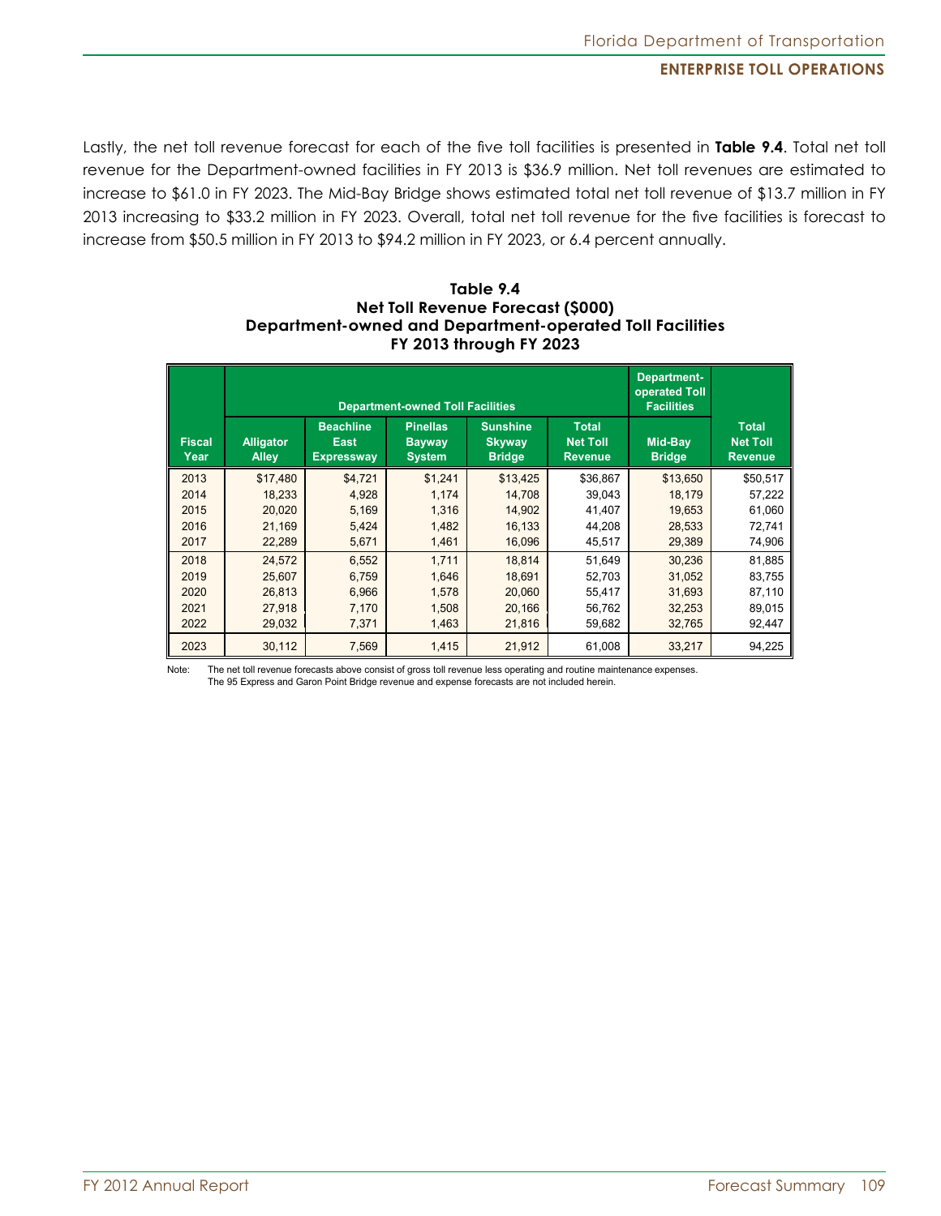Lastly, the net toll revenue forecast for each of the five toll facilities is presented in **Table 9.4**. Total net toll revenue for the Department-owned facilities in FY 2013 is $36.9 million. Net toll revenues are estimated to increase to $61.0 in FY 2023. The Mid-Bay Bridge shows estimated total net toll revenue of $13.7 million in FY 2013 increasing to $33.2 million in FY 2023. Overall, total net toll revenue for the five facilities is forecast to increase from $50.5 million in FY 2013 to $94.2 million in FY 2023, or 6.4 percent annually.

**Table 9.4**
**Net Toll Revenue Forecast ($000)**
**Department-owned and Department-operated Toll Facilities**
**FY 2013 through FY 2023**

| | Department-owned Toll Facilities | | | | | Department-operated Toll Facilities | |
|---|---|---|---|---|---|---|---|
| Fiscal Year | Alligator Alley | Beachline East Expressway | Pinellas Bayway System | Sunshine Skyway Bridge | Total Net Toll Revenue | Mid-Bay Bridge | Total Net Toll Revenue |
| 2013 | $17,480 | $4,721 | $1,241 | $13,425 | $36,867 | $13,650 | $50,517 |
| 2014 | 18,233 | 4,928 | 1,174 | 14,708 | 39,043 | 18,179 | 57,222 |
| 2015 | 20,020 | 5,169 | 1,316 | 14,902 | 41,407 | 19,653 | 61,060 |
| 2016 | 21,169 | 5,424 | 1,482 | 16,133 | 44,208 | 28,533 | 72,741 |
| 2017 | 22,289 | 5,671 | 1,461 | 16,096 | 45,517 | 29,389 | 74,906 |
| 2018 | 24,572 | 6,552 | 1,711 | 18,814 | 51,649 | 30,236 | 81,885 |
| 2019 | 25,607 | 6,759 | 1,646 | 18,691 | 52,703 | 31,052 | 83,755 |
| 2020 | 26,813 | 6,966 | 1,578 | 20,060 | 55,417 | 31,693 | 87,110 |
| 2021 | 27,918 | 7,170 | 1,508 | 20,166 | 56,762 | 32,253 | 89,015 |
| 2022 | 29,032 | 7,371 | 1,463 | 21,816 | 59,682 | 32,765 | 92,447 |
| 2023 | 30,112 | 7,569 | 1,415 | 21,912 | 61,008 | 33,217 | 94,225 |

Note: The net toll revenue forecasts above consist of gross toll revenue less operating and routine maintenance expenses.
The 95 Express and Garon Point Bridge revenue and expense forecasts are not included herein.